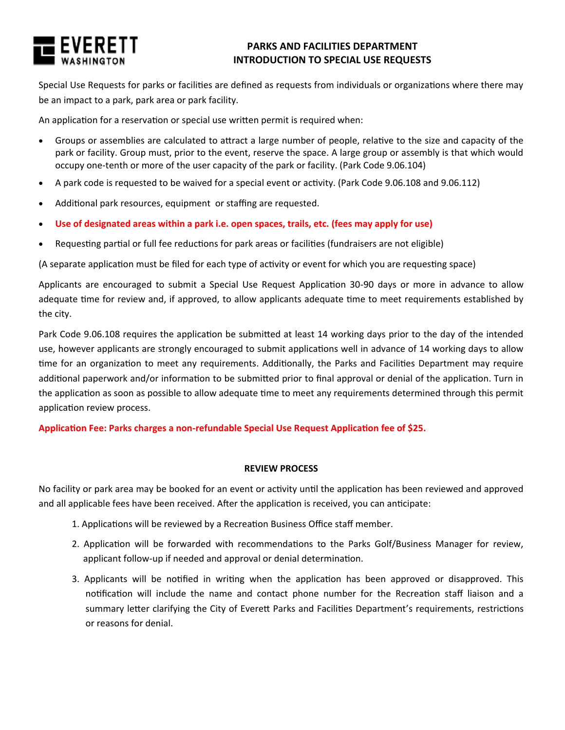EVERETT WASHINGTON

# PARKS AND FACILITIES DEPARTMENT
# INTRODUCTION TO SPECIAL USE REQUESTS

Special Use Requests for parks or facilities are defined as requests from individuals or organizations where there may be an impact to a park, park area or park facility.

An application for a reservation or special use written permit is required when:

- Groups or assemblies are calculated to attract a large number of people, relative to the size and capacity of the park or facility. Group must, prior to the event, reserve the space. A large group or assembly is that which would occupy one-tenth or more of the user capacity of the park or facility. (Park Code 9.06.104)
- A park code is requested to be waived for a special event or activity. (Park Code 9.06.108 and 9.06.112)
- Additional park resources, equipment or staffing are requested.
- **Use of designated areas within a park i.e. open spaces, trails, etc. (fees may apply for use)**
- Requesting partial or full fee reductions for park areas or facilities (fundraisers are not eligible)

(A separate application must be filed for each type of activity or event for which you are requesting space)

Applicants are encouraged to submit a Special Use Request Application 30-90 days or more in advance to allow adequate time for review and, if approved, to allow applicants adequate time to meet requirements established by the city.

Park Code 9.06.108 requires the application be submitted at least 14 working days prior to the day of the intended use, however applicants are strongly encouraged to submit applications well in advance of 14 working days to allow time for an organization to meet any requirements. Additionally, the Parks and Facilities Department may require additional paperwork and/or information to be submitted prior to final approval or denial of the application. Turn in the application as soon as possible to allow adequate time to meet any requirements determined through this permit application review process.

**Application Fee: Parks charges a non-refundable Special Use Request Application fee of $25.**

## REVIEW PROCESS

No facility or park area may be booked for an event or activity until the application has been reviewed and approved and all applicable fees have been received. After the application is received, you can anticipate:

1. Applications will be reviewed by a Recreation Business Office staff member.
2. Application will be forwarded with recommendations to the Parks Golf/Business Manager for review, applicant follow-up if needed and approval or denial determination.
3. Applicants will be notified in writing when the application has been approved or disapproved. This notification will include the name and contact phone number for the Recreation staff liaison and a summary letter clarifying the City of Everett Parks and Facilities Department's requirements, restrictions or reasons for denial.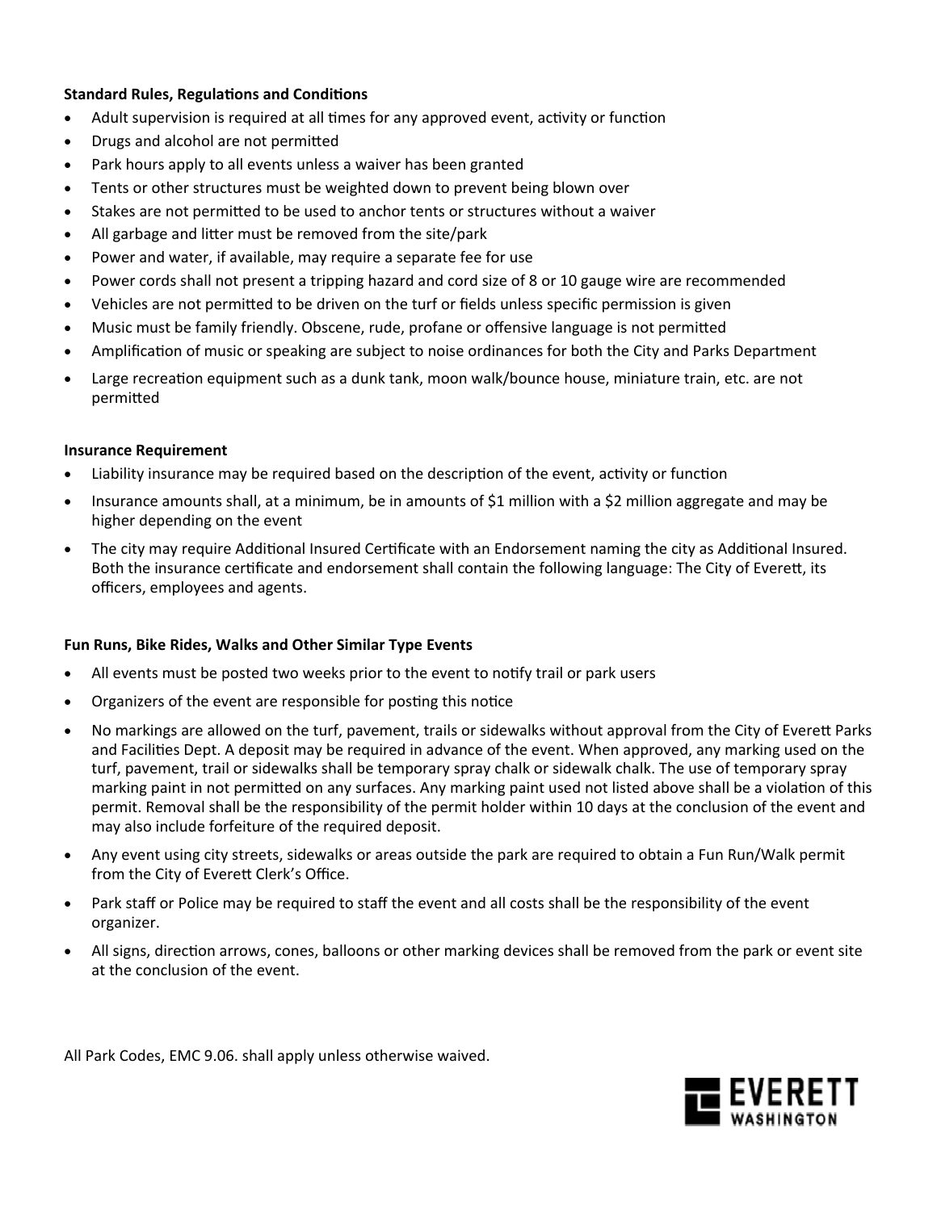**Standard Rules, Regulations and Conditions**

- Adult supervision is required at all times for any approved event, activity or function
- Drugs and alcohol are not permitted
- Park hours apply to all events unless a waiver has been granted
- Tents or other structures must be weighted down to prevent being blown over
- Stakes are not permitted to be used to anchor tents or structures without a waiver
- All garbage and litter must be removed from the site/park
- Power and water, if available, may require a separate fee for use
- Power cords shall not present a tripping hazard and cord size of 8 or 10 gauge wire are recommended
- Vehicles are not permitted to be driven on the turf or fields unless specific permission is given
- Music must be family friendly. Obscene, rude, profane or offensive language is not permitted
- Amplification of music or speaking are subject to noise ordinances for both the City and Parks Department
- Large recreation equipment such as a dunk tank, moon walk/bounce house, miniature train, etc. are not permitted

**Insurance Requirement**

- Liability insurance may be required based on the description of the event, activity or function
- Insurance amounts shall, at a minimum, be in amounts of $1 million with a $2 million aggregate and may be higher depending on the event
- The city may require Additional Insured Certificate with an Endorsement naming the city as Additional Insured. Both the insurance certificate and endorsement shall contain the following language: The City of Everett, its officers, employees and agents.

**Fun Runs, Bike Rides, Walks and Other Similar Type Events**

- All events must be posted two weeks prior to the event to notify trail or park users
- Organizers of the event are responsible for posting this notice
- No markings are allowed on the turf, pavement, trails or sidewalks without approval from the City of Everett Parks and Facilities Dept. A deposit may be required in advance of the event. When approved, any marking used on the turf, pavement, trail or sidewalks shall be temporary spray chalk or sidewalk chalk. The use of temporary spray marking paint in not permitted on any surfaces. Any marking paint used not listed above shall be a violation of this permit. Removal shall be the responsibility of the permit holder within 10 days at the conclusion of the event and may also include forfeiture of the required deposit.
- Any event using city streets, sidewalks or areas outside the park are required to obtain a Fun Run/Walk permit from the City of Everett Clerk's Office.
- Park staff or Police may be required to staff the event and all costs shall be the responsibility of the event organizer.
- All signs, direction arrows, cones, balloons or other marking devices shall be removed from the park or event site at the conclusion of the event.

All Park Codes, EMC 9.06. shall apply unless otherwise waived.

EVERETT WASHINGTON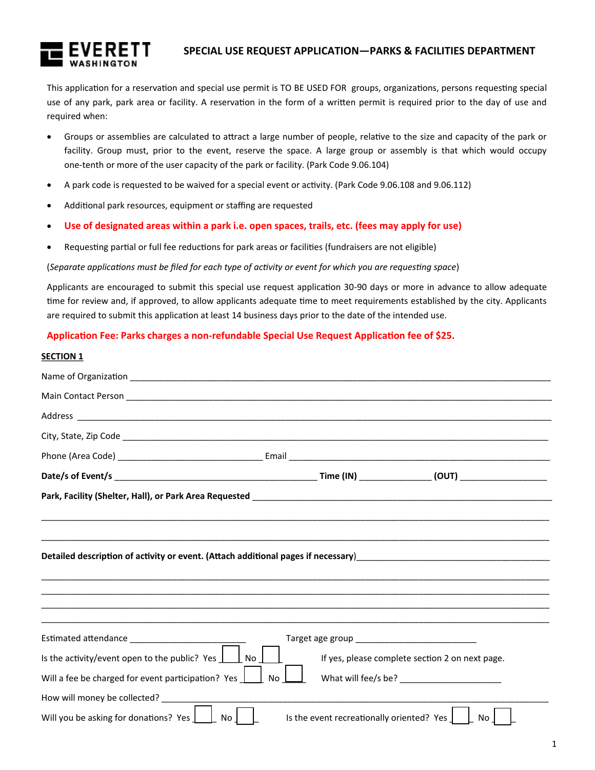**EVERETT WASHINGTON**

# SPECIAL USE REQUEST APPLICATION—PARKS & FACILITIES DEPARTMENT

This application for a reservation and special use permit is TO BE USED FOR groups, organizations, persons requesting special use of any park, park area or facility. A reservation in the form of a written permit is required prior to the day of use and required when:

- Groups or assemblies are calculated to attract a large number of people, relative to the size and capacity of the park or facility. Group must, prior to the event, reserve the space. A large group or assembly is that which would occupy one-tenth or more of the user capacity of the park or facility. (Park Code 9.06.104)
- A park code is requested to be waived for a special event or activity. (Park Code 9.06.108 and 9.06.112)
- Additional park resources, equipment or staffing are requested
- **Use of designated areas within a park i.e. open spaces, trails, etc. (fees may apply for use)**
- Requesting partial or full fee reductions for park areas or facilities (fundraisers are not eligible)

(*Separate applications must be filed for each type of activity or event for which you are requesting space*)

Applicants are encouraged to submit this special use request application 30-90 days or more in advance to allow adequate time for review and, if approved, to allow applicants adequate time to meet requirements established by the city. Applicants are required to submit this application at least 14 business days prior to the date of the intended use.

**Application Fee: Parks charges a non-refundable Special Use Request Application fee of $25.**

**SECTION 1**

Name of Organization ______________________________________________

Main Contact Person ______________________________________________

Address ______________________________________________

City, State, Zip Code ______________________________________________

Phone (Area Code) ____________________ Email ____________________

**Date/s of Event/s** ____________________ **Time (IN)** __________ **(OUT)** __________

**Park, Facility (Shelter, Hall), or Park Area Requested** ______________________________

______________________________________________

______________________________________________

**Detailed description of activity or event. (Attach additional pages if necessary)** ______________________________

______________________________________________

______________________________________________

______________________________________________

______________________________________________

Estimated attendance ____________________ Target age group ____________________

Is the activity/event open to the public? Yes ☐ No ☐ If yes, please complete section 2 on next page.

Will a fee be charged for event participation? Yes ☐ No ☐ What will fee/s be? ____________________

How will money be collected? ______________________________________________

Will you be asking for donations? Yes ☐ No ☐ Is the event recreationally oriented? Yes ☐ No ☐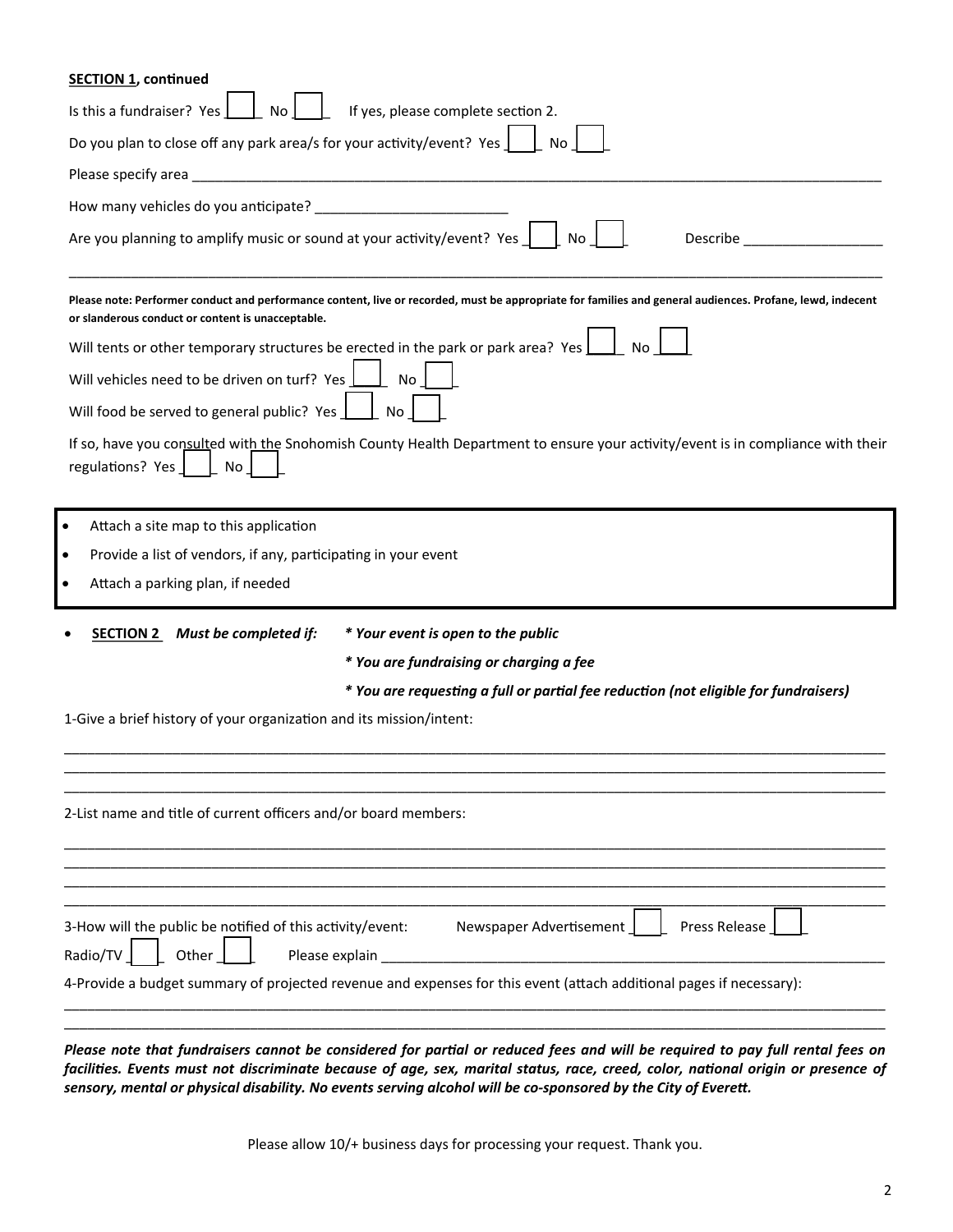**SECTION 1, continued**

Is this a fundraiser? Yes ☐ No ☐ If yes, please complete section 2.

Do you plan to close off any park area/s for your activity/event? Yes ☐ No ☐

Please specify area ______________________________________________________________________________

How many vehicles do you anticipate? ________________________

Are you planning to amplify music or sound at your activity/event? Yes ☐ No ☐ Describe __________________

______________________________________________________________________________________________

**Please note: Performer conduct and performance content, live or recorded, must be appropriate for families and general audiences. Profane, lewd, indecent or slanderous conduct or content is unacceptable.**

Will tents or other temporary structures be erected in the park or park area? Yes ☐ No ☐

Will vehicles need to be driven on turf? Yes ☐ No ☐

Will food be served to general public? Yes ☐ No ☐

If so, have you consulted with the Snohomish County Health Department to ensure your activity/event is in compliance with their regulations? Yes ☐ No ☐

- Attach a site map to this application
- Provide a list of vendors, if any, participating in your event
- Attach a parking plan, if needed

- **SECTION 2** ***Must be completed if:*** ***\* Your event is open to the public***

  ***\* You are fundraising or charging a fee***

  ***\* You are requesting a full or partial fee reduction (not eligible for fundraisers)***

1-Give a brief history of your organization and its mission/intent:

______________________________________________________________________________________________
______________________________________________________________________________________________
______________________________________________________________________________________________

2-List name and title of current officers and/or board members:

______________________________________________________________________________________________
______________________________________________________________________________________________
______________________________________________________________________________________________
______________________________________________________________________________________________

3-How will the public be notified of this activity/event: Newspaper Advertisement ☐ Press Release ☐ Radio/TV ☐ Other ☐ Please explain ______________________________________________

4-Provide a budget summary of projected revenue and expenses for this event (attach additional pages if necessary):

______________________________________________________________________________________________
______________________________________________________________________________________________

***Please note that fundraisers cannot be considered for partial or reduced fees and will be required to pay full rental fees on facilities. Events must not discriminate because of age, sex, marital status, race, creed, color, national origin or presence of sensory, mental or physical disability. No events serving alcohol will be co-sponsored by the City of Everett.***

Please allow 10/+ business days for processing your request. Thank you.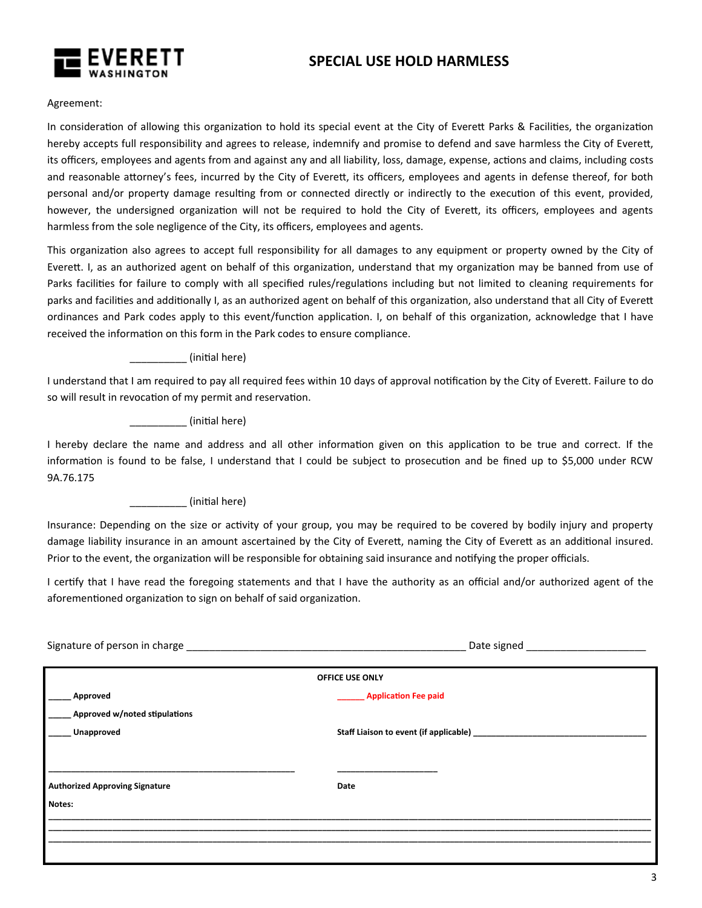EVERETT WASHINGTON

# SPECIAL USE HOLD HARMLESS

Agreement:

In consideration of allowing this organization to hold its special event at the City of Everett Parks & Facilities, the organization hereby accepts full responsibility and agrees to release, indemnify and promise to defend and save harmless the City of Everett, its officers, employees and agents from and against any and all liability, loss, damage, expense, actions and claims, including costs and reasonable attorney's fees, incurred by the City of Everett, its officers, employees and agents in defense thereof, for both personal and/or property damage resulting from or connected directly or indirectly to the execution of this event, provided, however, the undersigned organization will not be required to hold the City of Everett, its officers, employees and agents harmless from the sole negligence of the City, its officers, employees and agents.

This organization also agrees to accept full responsibility for all damages to any equipment or property owned by the City of Everett. I, as an authorized agent on behalf of this organization, understand that my organization may be banned from use of Parks facilities for failure to comply with all specified rules/regulations including but not limited to cleaning requirements for parks and facilities and additionally I, as an authorized agent on behalf of this organization, also understand that all City of Everett ordinances and Park codes apply to this event/function application. I, on behalf of this organization, acknowledge that I have received the information on this form in the Park codes to ensure compliance.

__________ (initial here)

I understand that I am required to pay all required fees within 10 days of approval notification by the City of Everett. Failure to do so will result in revocation of my permit and reservation.

__________ (initial here)

I hereby declare the name and address and all other information given on this application to be true and correct. If the information is found to be false, I understand that I could be subject to prosecution and be fined up to $5,000 under RCW 9A.76.175

__________ (initial here)

Insurance: Depending on the size or activity of your group, you may be required to be covered by bodily injury and property damage liability insurance in an amount ascertained by the City of Everett, naming the City of Everett as an additional insured. Prior to the event, the organization will be responsible for obtaining said insurance and notifying the proper officials.

I certify that I have read the foregoing statements and that I have the authority as an official and/or authorized agent of the aforementioned organization to sign on behalf of said organization.

Signature of person in charge __________________________________________________ Date signed _____________________

**OFFICE USE ONLY**

**_____ Approved** | **______ Application Fee paid**

**_____ Approved w/noted stipulations**

**_____ Unapproved** | **Staff Liaison to event (if applicable)** ____________________________________

__________________________________________________ | ____________________

**Authorized Approving Signature** | **Date**

**Notes:**

________________________________________________________________________________________________________

________________________________________________________________________________________________________

________________________________________________________________________________________________________